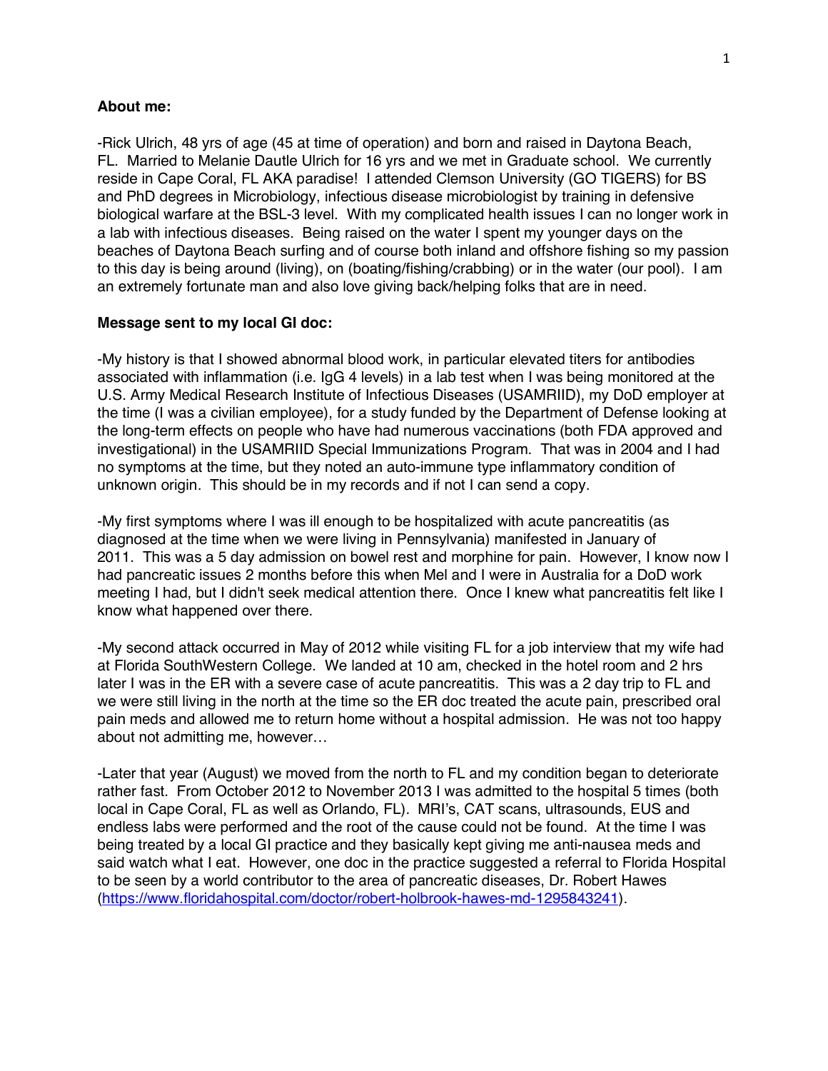**About me:**

-Rick Ulrich, 48 yrs of age (45 at time of operation) and born and raised in Daytona Beach, FL. Married to Melanie Dautle Ulrich for 16 yrs and we met in Graduate school. We currently reside in Cape Coral, FL AKA paradise! I attended Clemson University (GO TIGERS) for BS and PhD degrees in Microbiology, infectious disease microbiologist by training in defensive biological warfare at the BSL-3 level. With my complicated health issues I can no longer work in a lab with infectious diseases. Being raised on the water I spent my younger days on the beaches of Daytona Beach surfing and of course both inland and offshore fishing so my passion to this day is being around (living), on (boating/fishing/crabbing) or in the water (our pool). I am an extremely fortunate man and also love giving back/helping folks that are in need.

**Message sent to my local GI doc:**

-My history is that I showed abnormal blood work, in particular elevated titers for antibodies associated with inflammation (i.e. IgG 4 levels) in a lab test when I was being monitored at the U.S. Army Medical Research Institute of Infectious Diseases (USAMRIID), my DoD employer at the time (I was a civilian employee), for a study funded by the Department of Defense looking at the long-term effects on people who have had numerous vaccinations (both FDA approved and investigational) in the USAMRIID Special Immunizations Program. That was in 2004 and I had no symptoms at the time, but they noted an auto-immune type inflammatory condition of unknown origin. This should be in my records and if not I can send a copy.

-My first symptoms where I was ill enough to be hospitalized with acute pancreatitis (as diagnosed at the time when we were living in Pennsylvania) manifested in January of 2011. This was a 5 day admission on bowel rest and morphine for pain. However, I know now I had pancreatic issues 2 months before this when Mel and I were in Australia for a DoD work meeting I had, but I didn't seek medical attention there. Once I knew what pancreatitis felt like I know what happened over there.

-My second attack occurred in May of 2012 while visiting FL for a job interview that my wife had at Florida SouthWestern College. We landed at 10 am, checked in the hotel room and 2 hrs later I was in the ER with a severe case of acute pancreatitis. This was a 2 day trip to FL and we were still living in the north at the time so the ER doc treated the acute pain, prescribed oral pain meds and allowed me to return home without a hospital admission. He was not too happy about not admitting me, however…

-Later that year (August) we moved from the north to FL and my condition began to deteriorate rather fast. From October 2012 to November 2013 I was admitted to the hospital 5 times (both local in Cape Coral, FL as well as Orlando, FL). MRI's, CAT scans, ultrasounds, EUS and endless labs were performed and the root of the cause could not be found. At the time I was being treated by a local GI practice and they basically kept giving me anti-nausea meds and said watch what I eat. However, one doc in the practice suggested a referral to Florida Hospital to be seen by a world contributor to the area of pancreatic diseases, Dr. Robert Hawes (https://www.floridahospital.com/doctor/robert-holbrook-hawes-md-1295843241).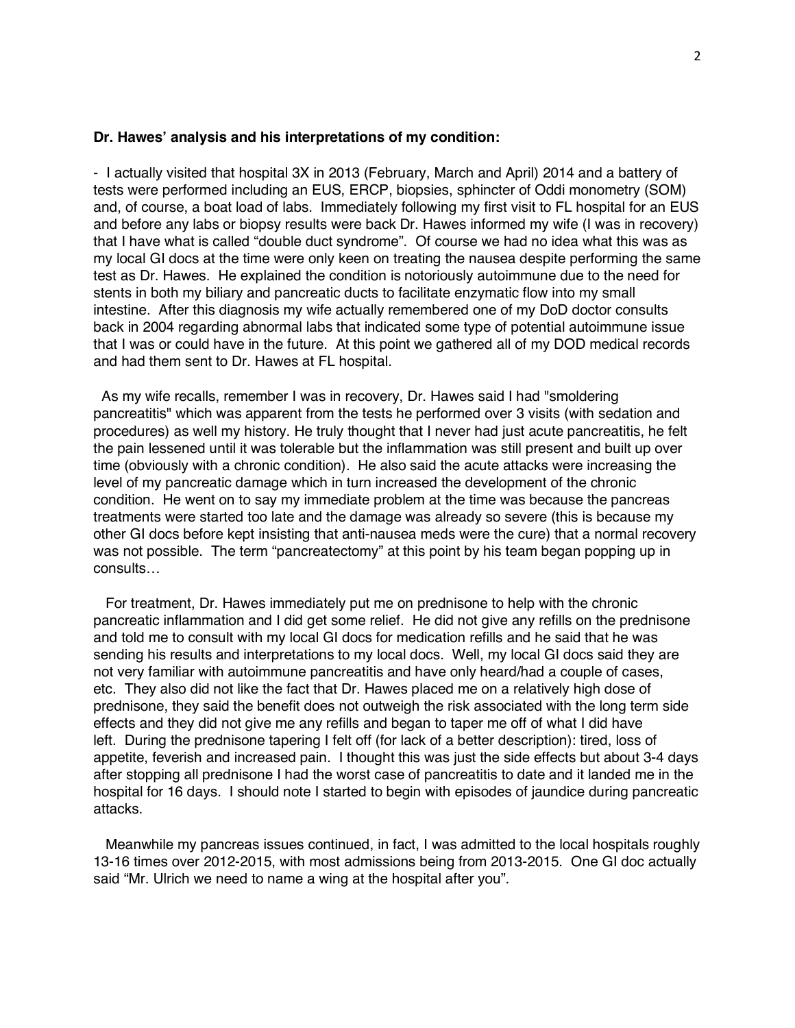**Dr. Hawes' analysis and his interpretations of my condition:**

- I actually visited that hospital 3X in 2013 (February, March and April) 2014 and a battery of tests were performed including an EUS, ERCP, biopsies, sphincter of Oddi monometry (SOM) and, of course, a boat load of labs. Immediately following my first visit to FL hospital for an EUS and before any labs or biopsy results were back Dr. Hawes informed my wife (I was in recovery) that I have what is called "double duct syndrome". Of course we had no idea what this was as my local GI docs at the time were only keen on treating the nausea despite performing the same test as Dr. Hawes. He explained the condition is notoriously autoimmune due to the need for stents in both my biliary and pancreatic ducts to facilitate enzymatic flow into my small intestine. After this diagnosis my wife actually remembered one of my DoD doctor consults back in 2004 regarding abnormal labs that indicated some type of potential autoimmune issue that I was or could have in the future. At this point we gathered all of my DOD medical records and had them sent to Dr. Hawes at FL hospital.

As my wife recalls, remember I was in recovery, Dr. Hawes said I had "smoldering pancreatitis" which was apparent from the tests he performed over 3 visits (with sedation and procedures) as well my history. He truly thought that I never had just acute pancreatitis, he felt the pain lessened until it was tolerable but the inflammation was still present and built up over time (obviously with a chronic condition). He also said the acute attacks were increasing the level of my pancreatic damage which in turn increased the development of the chronic condition. He went on to say my immediate problem at the time was because the pancreas treatments were started too late and the damage was already so severe (this is because my other GI docs before kept insisting that anti-nausea meds were the cure) that a normal recovery was not possible. The term "pancreatectomy" at this point by his team began popping up in consults…

For treatment, Dr. Hawes immediately put me on prednisone to help with the chronic pancreatic inflammation and I did get some relief. He did not give any refills on the prednisone and told me to consult with my local GI docs for medication refills and he said that he was sending his results and interpretations to my local docs. Well, my local GI docs said they are not very familiar with autoimmune pancreatitis and have only heard/had a couple of cases, etc. They also did not like the fact that Dr. Hawes placed me on a relatively high dose of prednisone, they said the benefit does not outweigh the risk associated with the long term side effects and they did not give me any refills and began to taper me off of what I did have left. During the prednisone tapering I felt off (for lack of a better description): tired, loss of appetite, feverish and increased pain. I thought this was just the side effects but about 3-4 days after stopping all prednisone I had the worst case of pancreatitis to date and it landed me in the hospital for 16 days. I should note I started to begin with episodes of jaundice during pancreatic attacks.

Meanwhile my pancreas issues continued, in fact, I was admitted to the local hospitals roughly 13-16 times over 2012-2015, with most admissions being from 2013-2015. One GI doc actually said "Mr. Ulrich we need to name a wing at the hospital after you".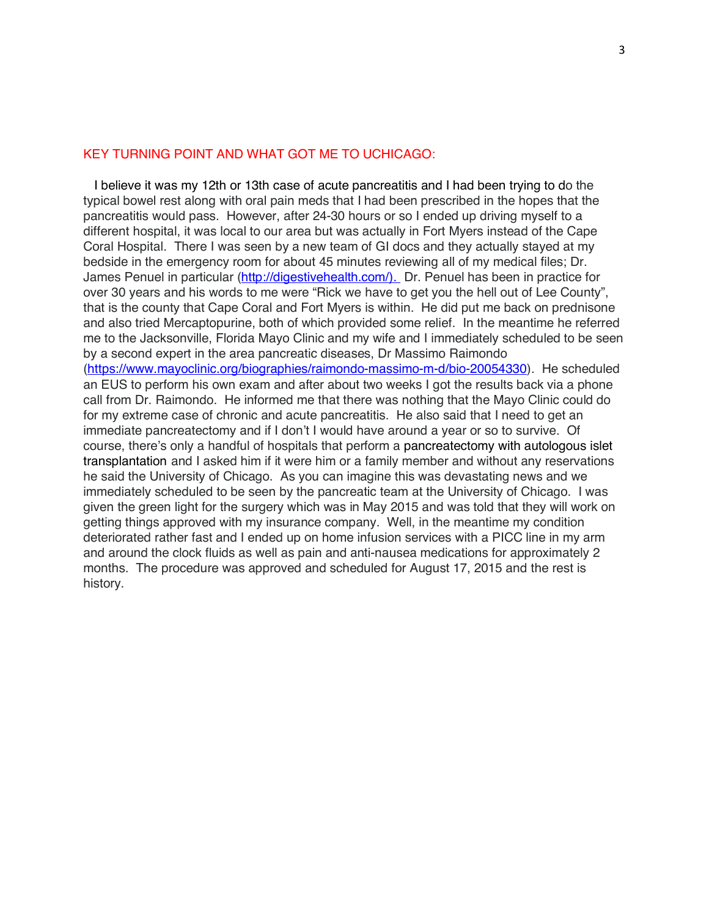## KEY TURNING POINT AND WHAT GOT ME TO UCHICAGO:

I believe it was my 12th or 13th case of acute pancreatitis and I had been trying to do the typical bowel rest along with oral pain meds that I had been prescribed in the hopes that the pancreatitis would pass. However, after 24-30 hours or so I ended up driving myself to a different hospital, it was local to our area but was actually in Fort Myers instead of the Cape Coral Hospital. There I was seen by a new team of GI docs and they actually stayed at my bedside in the emergency room for about 45 minutes reviewing all of my medical files; Dr. James Penuel in particular (http://digestivehealth.com/). Dr. Penuel has been in practice for over 30 years and his words to me were "Rick we have to get you the hell out of Lee County", that is the county that Cape Coral and Fort Myers is within. He did put me back on prednisone and also tried Mercaptopurine, both of which provided some relief. In the meantime he referred me to the Jacksonville, Florida Mayo Clinic and my wife and I immediately scheduled to be seen by a second expert in the area pancreatic diseases, Dr Massimo Raimondo (https://www.mayoclinic.org/biographies/raimondo-massimo-m-d/bio-20054330). He scheduled an EUS to perform his own exam and after about two weeks I got the results back via a phone call from Dr. Raimondo. He informed me that there was nothing that the Mayo Clinic could do for my extreme case of chronic and acute pancreatitis. He also said that I need to get an immediate pancreatectomy and if I don't I would have around a year or so to survive. Of course, there's only a handful of hospitals that perform a pancreatectomy with autologous islet transplantation and I asked him if it were him or a family member and without any reservations he said the University of Chicago. As you can imagine this was devastating news and we immediately scheduled to be seen by the pancreatic team at the University of Chicago. I was given the green light for the surgery which was in May 2015 and was told that they will work on getting things approved with my insurance company. Well, in the meantime my condition deteriorated rather fast and I ended up on home infusion services with a PICC line in my arm and around the clock fluids as well as pain and anti-nausea medications for approximately 2 months. The procedure was approved and scheduled for August 17, 2015 and the rest is history.